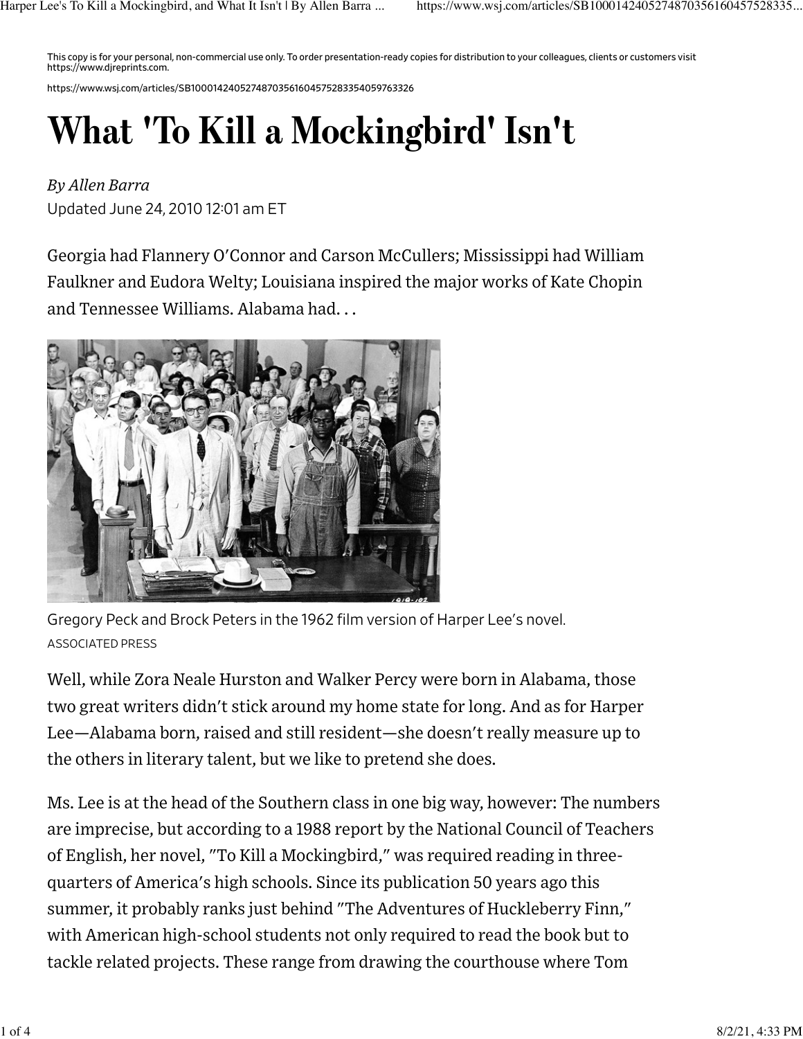This copy is for your personal, non-commercial use only. To order presentation-ready copies for distribution to your colleagues, clients or customers visit https://www.djreprints.com.

https://www.wsj.com/articles/SB10001424052748703561604575283354059763326

# What 'To Kill a Mockingbird' Isn't

*By Allen Barra*

Updated June 24, 2010 12:01 am ET

Georgia had Flannery O'Connor and Carson McCullers; Mississippi had William Faulkner and Eudora Welty; Louisiana inspired the major works of Kate Chopin and Tennessee Williams. Alabama had. . .

Gregory Peck and Brock Peters in the 1962 film version of Harper Lee's novel.
ASSOCIATED PRESS

Well, while Zora Neale Hurston and Walker Percy were born in Alabama, those two great writers didn't stick around my home state for long. And as for Harper Lee—Alabama born, raised and still resident—she doesn't really measure up to the others in literary talent, but we like to pretend she does.

Ms. Lee is at the head of the Southern class in one big way, however: The numbers are imprecise, but according to a 1988 report by the National Council of Teachers of English, her novel, "To Kill a Mockingbird," was required reading in three-quarters of America's high schools. Since its publication 50 years ago this summer, it probably ranks just behind "The Adventures of Huckleberry Finn," with American high-school students not only required to read the book but to tackle related projects. These range from drawing the courthouse where Tom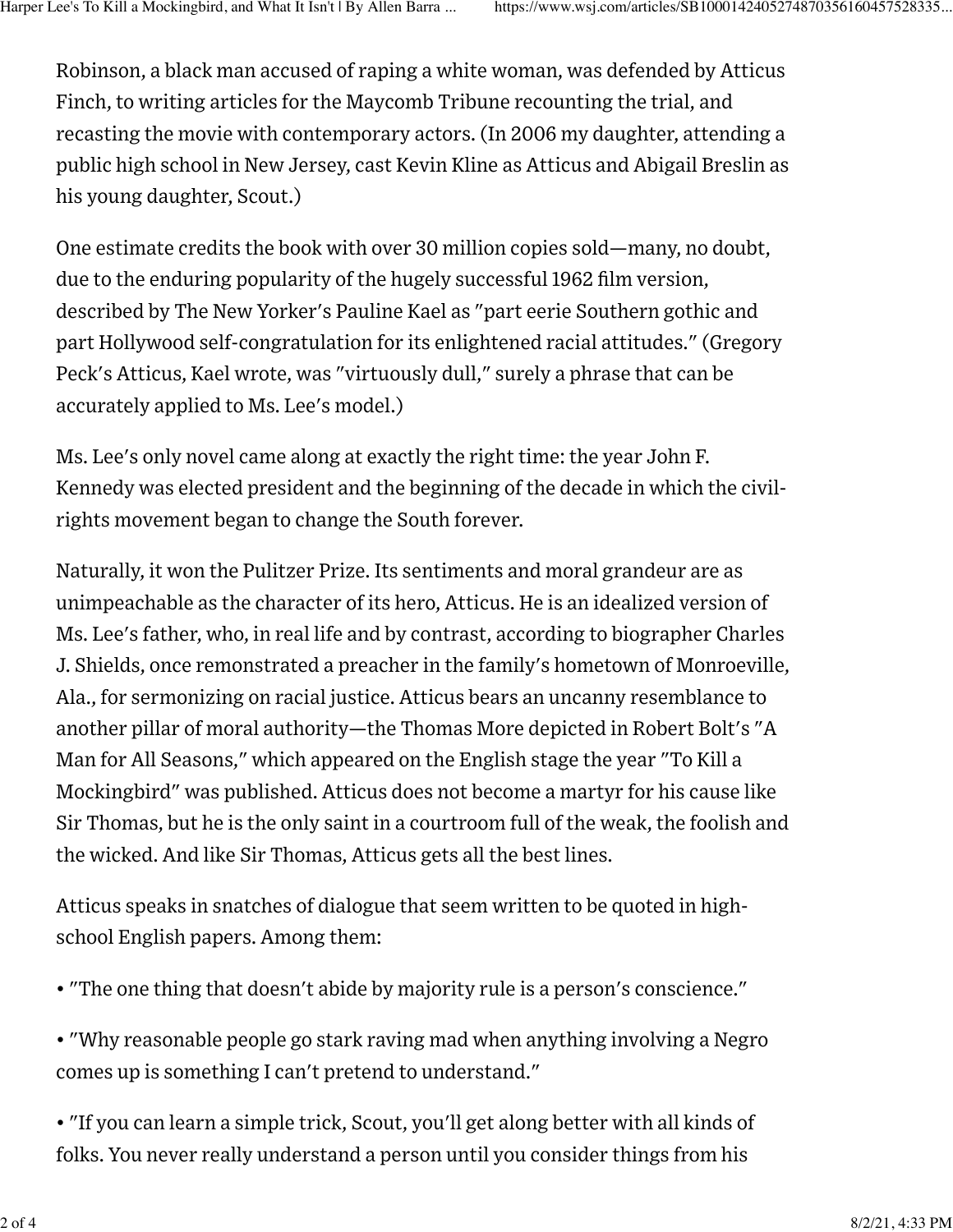Robinson, a black man accused of raping a white woman, was defended by Atticus Finch, to writing articles for the Maycomb Tribune recounting the trial, and recasting the movie with contemporary actors. (In 2006 my daughter, attending a public high school in New Jersey, cast Kevin Kline as Atticus and Abigail Breslin as his young daughter, Scout.)

One estimate credits the book with over 30 million copies sold—many, no doubt, due to the enduring popularity of the hugely successful 1962 film version, described by The New Yorker's Pauline Kael as "part eerie Southern gothic and part Hollywood self-congratulation for its enlightened racial attitudes." (Gregory Peck's Atticus, Kael wrote, was "virtuously dull," surely a phrase that can be accurately applied to Ms. Lee's model.)

Ms. Lee's only novel came along at exactly the right time: the year John F. Kennedy was elected president and the beginning of the decade in which the civil-rights movement began to change the South forever.

Naturally, it won the Pulitzer Prize. Its sentiments and moral grandeur are as unimpeachable as the character of its hero, Atticus. He is an idealized version of Ms. Lee's father, who, in real life and by contrast, according to biographer Charles J. Shields, once remonstrated a preacher in the family's hometown of Monroeville, Ala., for sermonizing on racial justice. Atticus bears an uncanny resemblance to another pillar of moral authority—the Thomas More depicted in Robert Bolt's "A Man for All Seasons," which appeared on the English stage the year "To Kill a Mockingbird" was published. Atticus does not become a martyr for his cause like Sir Thomas, but he is the only saint in a courtroom full of the weak, the foolish and the wicked. And like Sir Thomas, Atticus gets all the best lines.

Atticus speaks in snatches of dialogue that seem written to be quoted in high-school English papers. Among them:

• "The one thing that doesn't abide by majority rule is a person's conscience."

• "Why reasonable people go stark raving mad when anything involving a Negro comes up is something I can't pretend to understand."

• "If you can learn a simple trick, Scout, you'll get along better with all kinds of folks. You never really understand a person until you consider things from his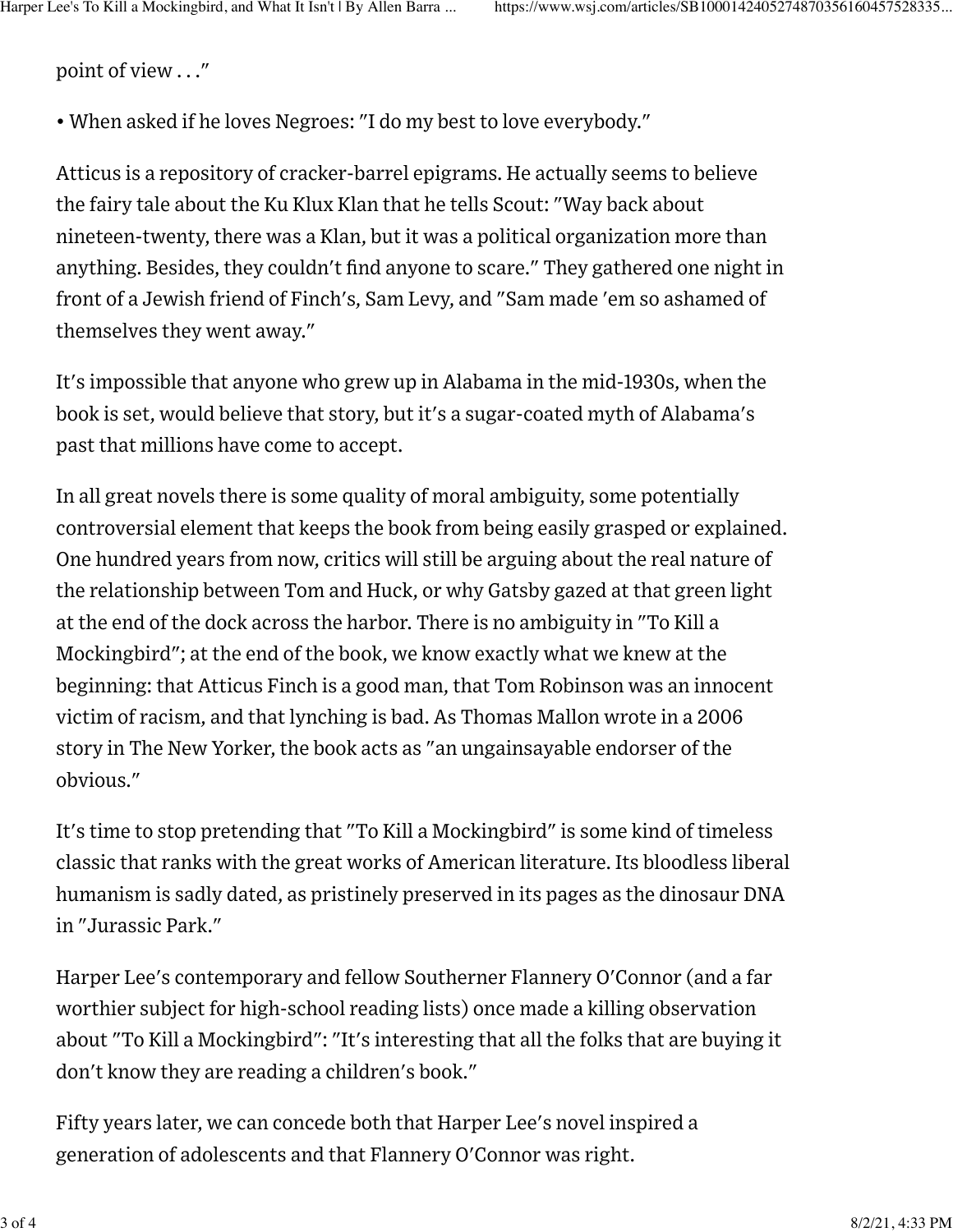point of view . . ."

• When asked if he loves Negroes: "I do my best to love everybody."

Atticus is a repository of cracker-barrel epigrams. He actually seems to believe the fairy tale about the Ku Klux Klan that he tells Scout: "Way back about nineteen-twenty, there was a Klan, but it was a political organization more than anything. Besides, they couldn't find anyone to scare." They gathered one night in front of a Jewish friend of Finch's, Sam Levy, and "Sam made 'em so ashamed of themselves they went away."

It's impossible that anyone who grew up in Alabama in the mid-1930s, when the book is set, would believe that story, but it's a sugar-coated myth of Alabama's past that millions have come to accept.

In all great novels there is some quality of moral ambiguity, some potentially controversial element that keeps the book from being easily grasped or explained. One hundred years from now, critics will still be arguing about the real nature of the relationship between Tom and Huck, or why Gatsby gazed at that green light at the end of the dock across the harbor. There is no ambiguity in "To Kill a Mockingbird"; at the end of the book, we know exactly what we knew at the beginning: that Atticus Finch is a good man, that Tom Robinson was an innocent victim of racism, and that lynching is bad. As Thomas Mallon wrote in a 2006 story in The New Yorker, the book acts as "an ungainsayable endorser of the obvious."

It's time to stop pretending that "To Kill a Mockingbird" is some kind of timeless classic that ranks with the great works of American literature. Its bloodless liberal humanism is sadly dated, as pristinely preserved in its pages as the dinosaur DNA in "Jurassic Park."

Harper Lee's contemporary and fellow Southerner Flannery O'Connor (and a far worthier subject for high-school reading lists) once made a killing observation about "To Kill a Mockingbird": "It's interesting that all the folks that are buying it don't know they are reading a children's book."

Fifty years later, we can concede both that Harper Lee's novel inspired a generation of adolescents and that Flannery O'Connor was right.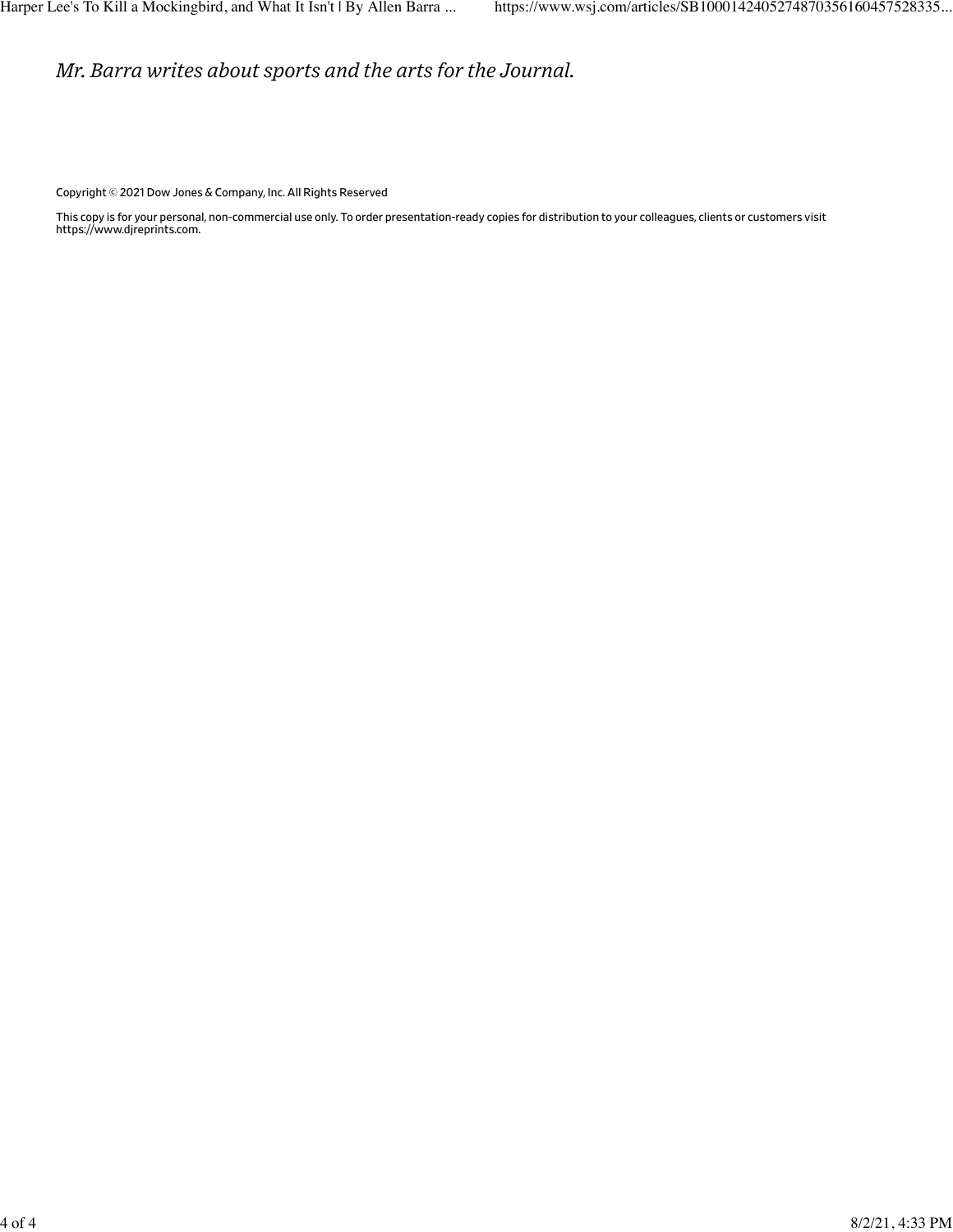*Mr. Barra writes about sports and the arts for the Journal.*

Copyright © 2021 Dow Jones & Company, Inc. All Rights Reserved

This copy is for your personal, non-commercial use only. To order presentation-ready copies for distribution to your colleagues, clients or customers visit https://www.djreprints.com.